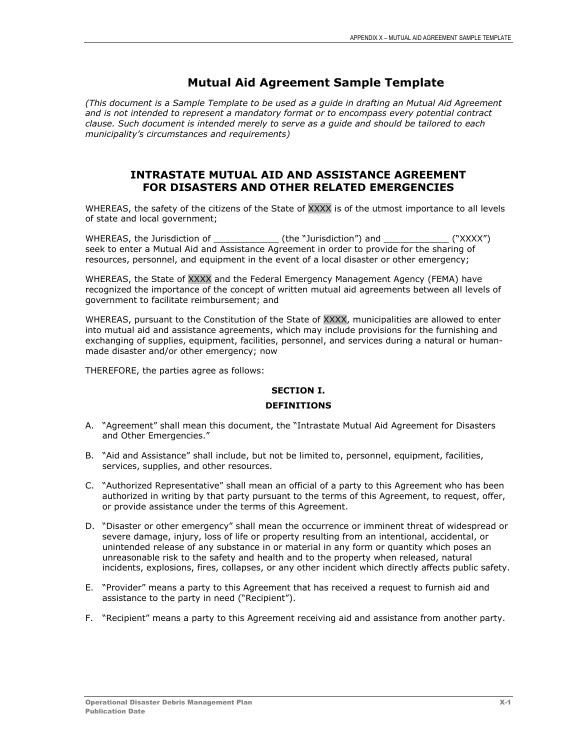# Mutual Aid Agreement Sample Template

*(This document is a Sample Template to be used as a guide in drafting an Mutual Aid Agreement and is not intended to represent a mandatory format or to encompass every potential contract clause. Such document is intended merely to serve as a guide and should be tailored to each municipality's circumstances and requirements)*

## INTRASTATE MUTUAL AID AND ASSISTANCE AGREEMENT FOR DISASTERS AND OTHER RELATED EMERGENCIES

WHEREAS, the safety of the citizens of the State of XXXX is of the utmost importance to all levels of state and local government;

WHEREAS, the Jurisdiction of ____________ (the "Jurisdiction") and ____________ ("XXXX") seek to enter a Mutual Aid and Assistance Agreement in order to provide for the sharing of resources, personnel, and equipment in the event of a local disaster or other emergency;

WHEREAS, the State of XXXX and the Federal Emergency Management Agency (FEMA) have recognized the importance of the concept of written mutual aid agreements between all levels of government to facilitate reimbursement; and

WHEREAS, pursuant to the Constitution of the State of XXXX, municipalities are allowed to enter into mutual aid and assistance agreements, which may include provisions for the furnishing and exchanging of supplies, equipment, facilities, personnel, and services during a natural or human-made disaster and/or other emergency; now

THEREFORE, the parties agree as follows:

### SECTION I.
### DEFINITIONS

A. "Agreement" shall mean this document, the "Intrastate Mutual Aid Agreement for Disasters and Other Emergencies."

B. "Aid and Assistance" shall include, but not be limited to, personnel, equipment, facilities, services, supplies, and other resources.

C. "Authorized Representative" shall mean an official of a party to this Agreement who has been authorized in writing by that party pursuant to the terms of this Agreement, to request, offer, or provide assistance under the terms of this Agreement.

D. "Disaster or other emergency" shall mean the occurrence or imminent threat of widespread or severe damage, injury, loss of life or property resulting from an intentional, accidental, or unintended release of any substance in or material in any form or quantity which poses an unreasonable risk to the safety and health and to the property when released, natural incidents, explosions, fires, collapses, or any other incident which directly affects public safety.

E. "Provider" means a party to this Agreement that has received a request to furnish aid and assistance to the party in need ("Recipient").

F. "Recipient" means a party to this Agreement receiving aid and assistance from another party.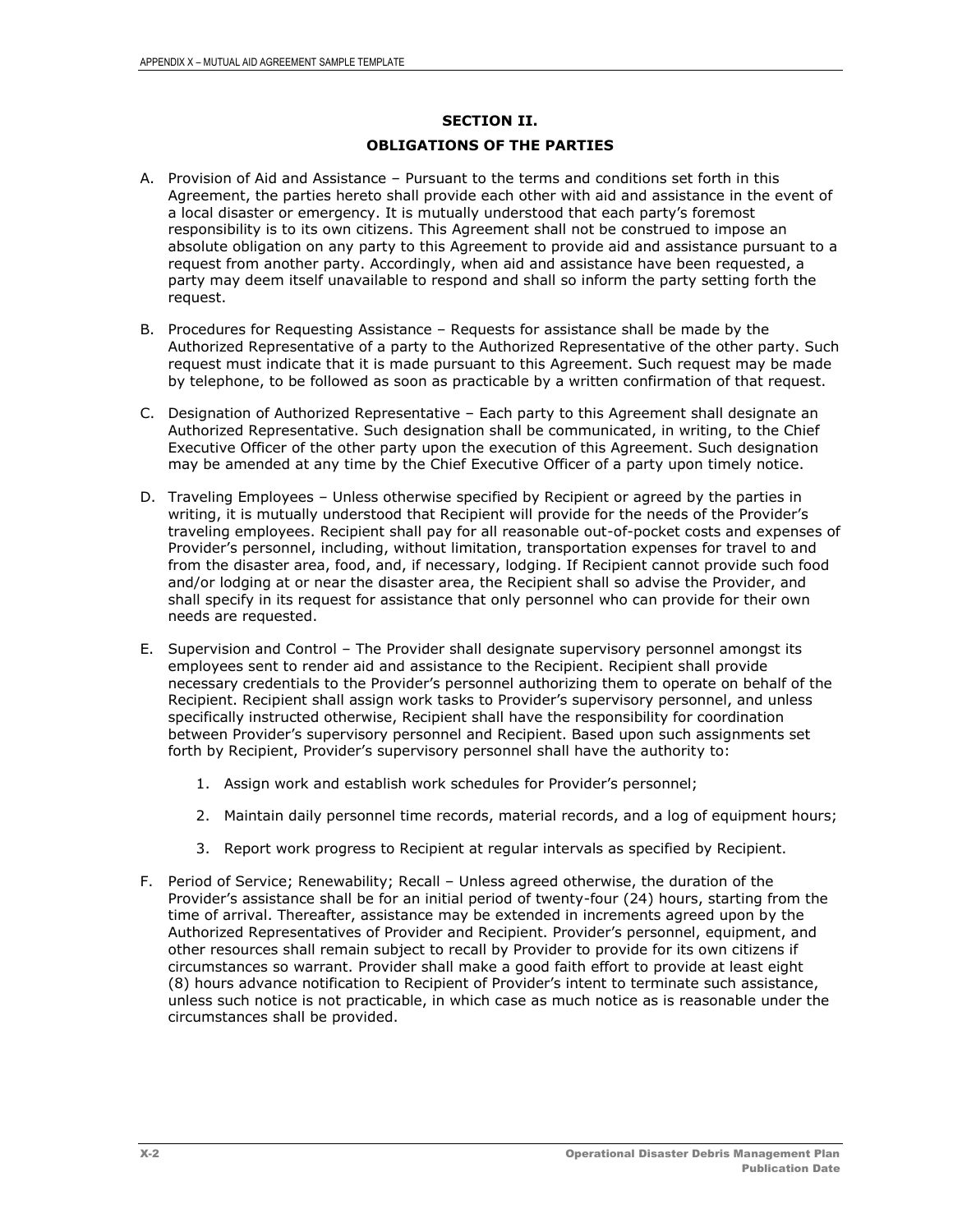## SECTION II.

## OBLIGATIONS OF THE PARTIES

A. Provision of Aid and Assistance – Pursuant to the terms and conditions set forth in this Agreement, the parties hereto shall provide each other with aid and assistance in the event of a local disaster or emergency. It is mutually understood that each party's foremost responsibility is to its own citizens. This Agreement shall not be construed to impose an absolute obligation on any party to this Agreement to provide aid and assistance pursuant to a request from another party. Accordingly, when aid and assistance have been requested, a party may deem itself unavailable to respond and shall so inform the party setting forth the request.

B. Procedures for Requesting Assistance – Requests for assistance shall be made by the Authorized Representative of a party to the Authorized Representative of the other party. Such request must indicate that it is made pursuant to this Agreement. Such request may be made by telephone, to be followed as soon as practicable by a written confirmation of that request.

C. Designation of Authorized Representative – Each party to this Agreement shall designate an Authorized Representative. Such designation shall be communicated, in writing, to the Chief Executive Officer of the other party upon the execution of this Agreement. Such designation may be amended at any time by the Chief Executive Officer of a party upon timely notice.

D. Traveling Employees – Unless otherwise specified by Recipient or agreed by the parties in writing, it is mutually understood that Recipient will provide for the needs of the Provider's traveling employees. Recipient shall pay for all reasonable out-of-pocket costs and expenses of Provider's personnel, including, without limitation, transportation expenses for travel to and from the disaster area, food, and, if necessary, lodging. If Recipient cannot provide such food and/or lodging at or near the disaster area, the Recipient shall so advise the Provider, and shall specify in its request for assistance that only personnel who can provide for their own needs are requested.

E. Supervision and Control – The Provider shall designate supervisory personnel amongst its employees sent to render aid and assistance to the Recipient. Recipient shall provide necessary credentials to the Provider's personnel authorizing them to operate on behalf of the Recipient. Recipient shall assign work tasks to Provider's supervisory personnel, and unless specifically instructed otherwise, Recipient shall have the responsibility for coordination between Provider's supervisory personnel and Recipient. Based upon such assignments set forth by Recipient, Provider's supervisory personnel shall have the authority to:

   1. Assign work and establish work schedules for Provider's personnel;

   2. Maintain daily personnel time records, material records, and a log of equipment hours;

   3. Report work progress to Recipient at regular intervals as specified by Recipient.

F. Period of Service; Renewability; Recall – Unless agreed otherwise, the duration of the Provider's assistance shall be for an initial period of twenty-four (24) hours, starting from the time of arrival. Thereafter, assistance may be extended in increments agreed upon by the Authorized Representatives of Provider and Recipient. Provider's personnel, equipment, and other resources shall remain subject to recall by Provider to provide for its own citizens if circumstances so warrant. Provider shall make a good faith effort to provide at least eight (8) hours advance notification to Recipient of Provider's intent to terminate such assistance, unless such notice is not practicable, in which case as much notice as is reasonable under the circumstances shall be provided.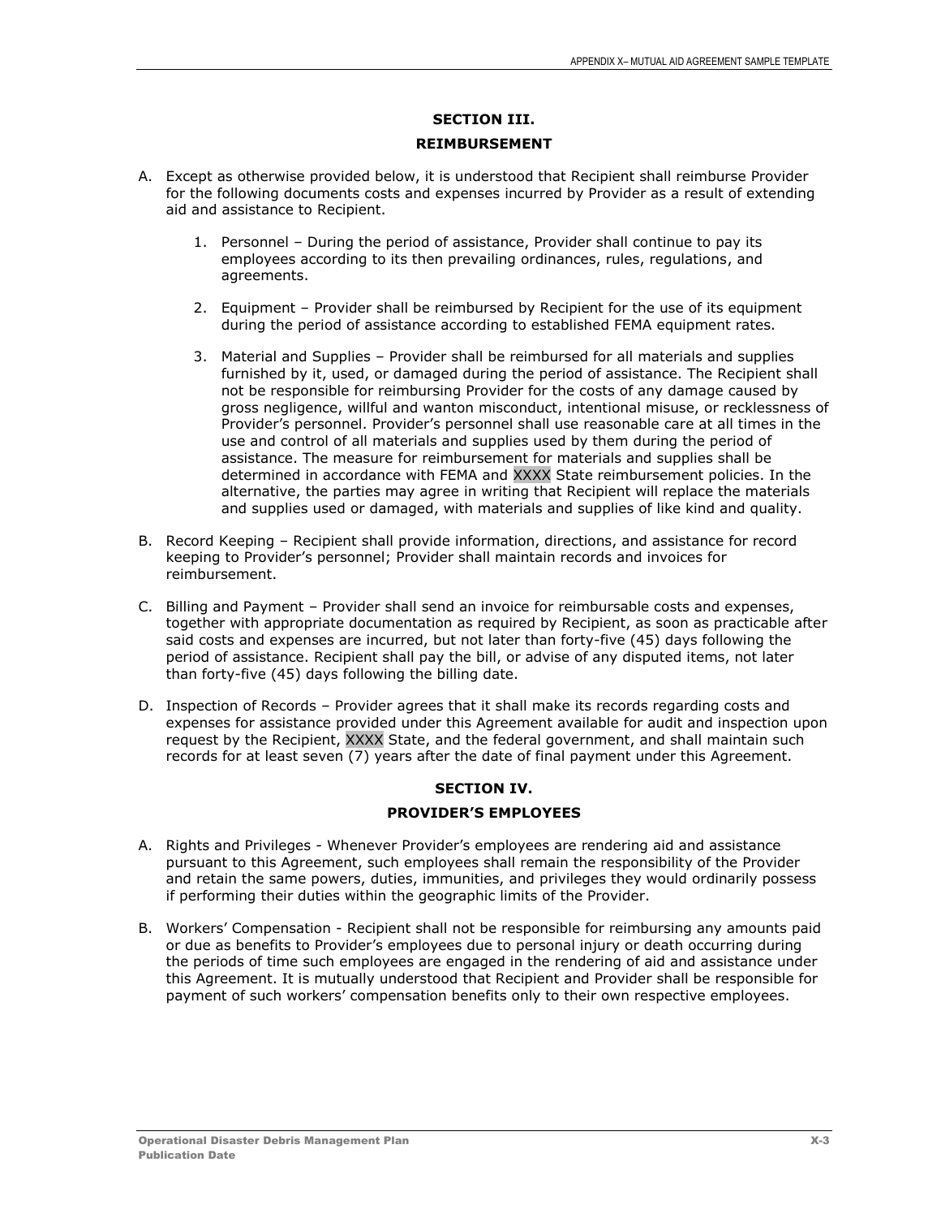## SECTION III.

## REIMBURSEMENT

A. Except as otherwise provided below, it is understood that Recipient shall reimburse Provider for the following documents costs and expenses incurred by Provider as a result of extending aid and assistance to Recipient.

   1. Personnel – During the period of assistance, Provider shall continue to pay its employees according to its then prevailing ordinances, rules, regulations, and agreements.

   2. Equipment – Provider shall be reimbursed by Recipient for the use of its equipment during the period of assistance according to established FEMA equipment rates.

   3. Material and Supplies – Provider shall be reimbursed for all materials and supplies furnished by it, used, or damaged during the period of assistance. The Recipient shall not be responsible for reimbursing Provider for the costs of any damage caused by gross negligence, willful and wanton misconduct, intentional misuse, or recklessness of Provider's personnel. Provider's personnel shall use reasonable care at all times in the use and control of all materials and supplies used by them during the period of assistance. The measure for reimbursement for materials and supplies shall be determined in accordance with FEMA and XXXX State reimbursement policies. In the alternative, the parties may agree in writing that Recipient will replace the materials and supplies used or damaged, with materials and supplies of like kind and quality.

B. Record Keeping – Recipient shall provide information, directions, and assistance for record keeping to Provider's personnel; Provider shall maintain records and invoices for reimbursement.

C. Billing and Payment – Provider shall send an invoice for reimbursable costs and expenses, together with appropriate documentation as required by Recipient, as soon as practicable after said costs and expenses are incurred, but not later than forty-five (45) days following the period of assistance. Recipient shall pay the bill, or advise of any disputed items, not later than forty-five (45) days following the billing date.

D. Inspection of Records – Provider agrees that it shall make its records regarding costs and expenses for assistance provided under this Agreement available for audit and inspection upon request by the Recipient, XXXX State, and the federal government, and shall maintain such records for at least seven (7) years after the date of final payment under this Agreement.

## SECTION IV.

## PROVIDER'S EMPLOYEES

A. Rights and Privileges - Whenever Provider's employees are rendering aid and assistance pursuant to this Agreement, such employees shall remain the responsibility of the Provider and retain the same powers, duties, immunities, and privileges they would ordinarily possess if performing their duties within the geographic limits of the Provider.

B. Workers' Compensation - Recipient shall not be responsible for reimbursing any amounts paid or due as benefits to Provider's employees due to personal injury or death occurring during the periods of time such employees are engaged in the rendering of aid and assistance under this Agreement. It is mutually understood that Recipient and Provider shall be responsible for payment of such workers' compensation benefits only to their own respective employees.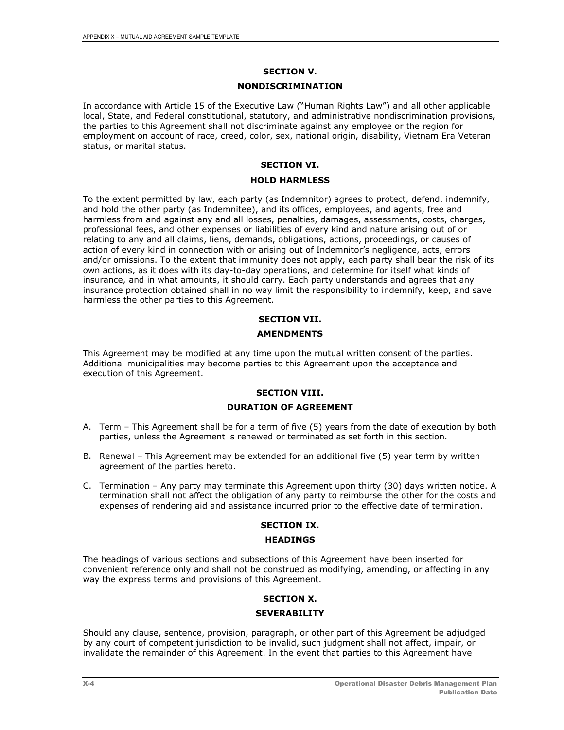## SECTION V.

## NONDISCRIMINATION

In accordance with Article 15 of the Executive Law ("Human Rights Law") and all other applicable local, State, and Federal constitutional, statutory, and administrative nondiscrimination provisions, the parties to this Agreement shall not discriminate against any employee or the region for employment on account of race, creed, color, sex, national origin, disability, Vietnam Era Veteran status, or marital status.

## SECTION VI.

## HOLD HARMLESS

To the extent permitted by law, each party (as Indemnitor) agrees to protect, defend, indemnify, and hold the other party (as Indemnitee), and its offices, employees, and agents, free and harmless from and against any and all losses, penalties, damages, assessments, costs, charges, professional fees, and other expenses or liabilities of every kind and nature arising out of or relating to any and all claims, liens, demands, obligations, actions, proceedings, or causes of action of every kind in connection with or arising out of Indemnitor's negligence, acts, errors and/or omissions. To the extent that immunity does not apply, each party shall bear the risk of its own actions, as it does with its day-to-day operations, and determine for itself what kinds of insurance, and in what amounts, it should carry. Each party understands and agrees that any insurance protection obtained shall in no way limit the responsibility to indemnify, keep, and save harmless the other parties to this Agreement.

## SECTION VII.

## AMENDMENTS

This Agreement may be modified at any time upon the mutual written consent of the parties. Additional municipalities may become parties to this Agreement upon the acceptance and execution of this Agreement.

## SECTION VIII.

## DURATION OF AGREEMENT

A. Term – This Agreement shall be for a term of five (5) years from the date of execution by both parties, unless the Agreement is renewed or terminated as set forth in this section.

B. Renewal – This Agreement may be extended for an additional five (5) year term by written agreement of the parties hereto.

C. Termination – Any party may terminate this Agreement upon thirty (30) days written notice. A termination shall not affect the obligation of any party to reimburse the other for the costs and expenses of rendering aid and assistance incurred prior to the effective date of termination.

## SECTION IX.

## HEADINGS

The headings of various sections and subsections of this Agreement have been inserted for convenient reference only and shall not be construed as modifying, amending, or affecting in any way the express terms and provisions of this Agreement.

## SECTION X.

## SEVERABILITY

Should any clause, sentence, provision, paragraph, or other part of this Agreement be adjudged by any court of competent jurisdiction to be invalid, such judgment shall not affect, impair, or invalidate the remainder of this Agreement. In the event that parties to this Agreement have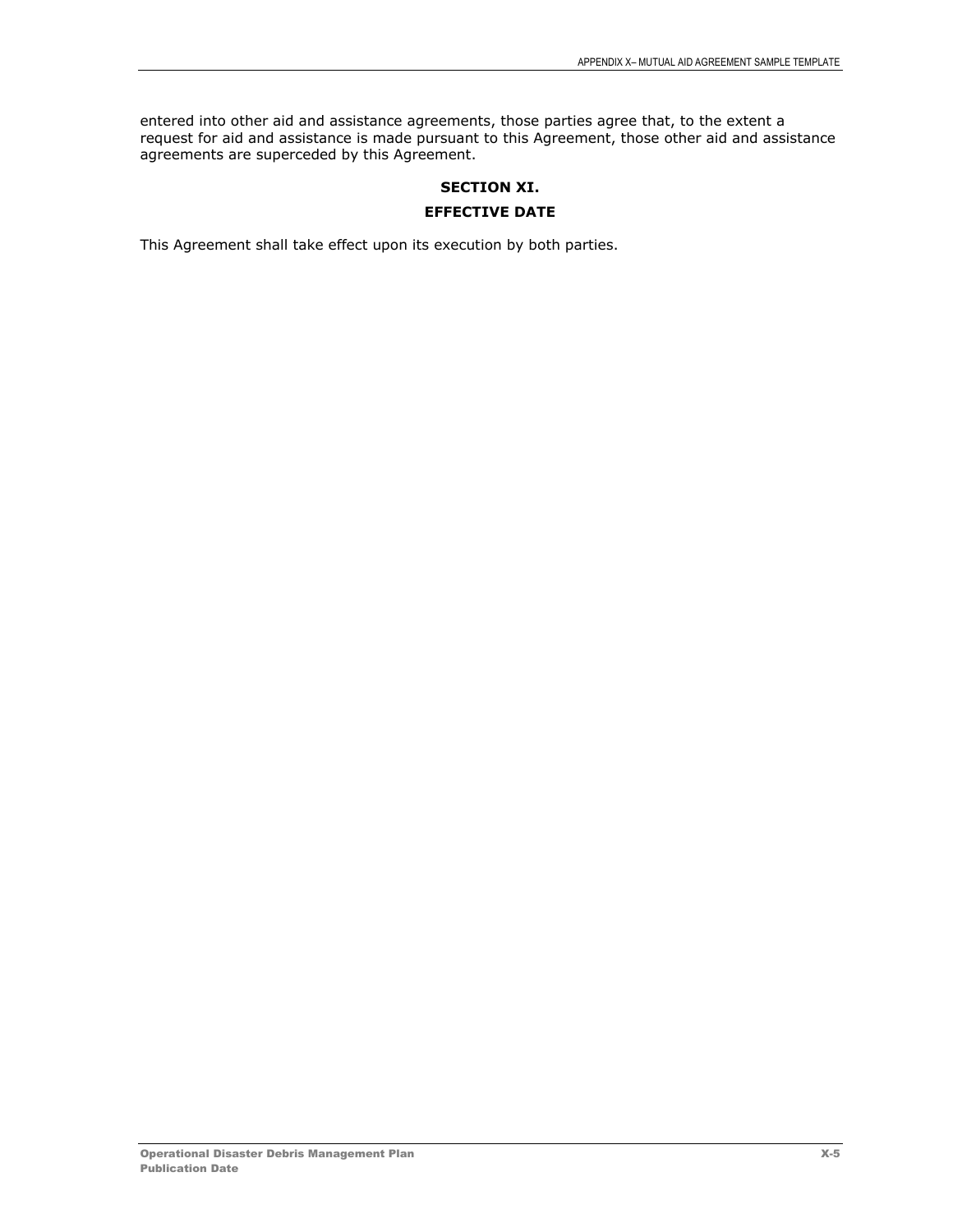entered into other aid and assistance agreements, those parties agree that, to the extent a request for aid and assistance is made pursuant to this Agreement, those other aid and assistance agreements are superceded by this Agreement.

## SECTION XI.

## EFFECTIVE DATE

This Agreement shall take effect upon its execution by both parties.